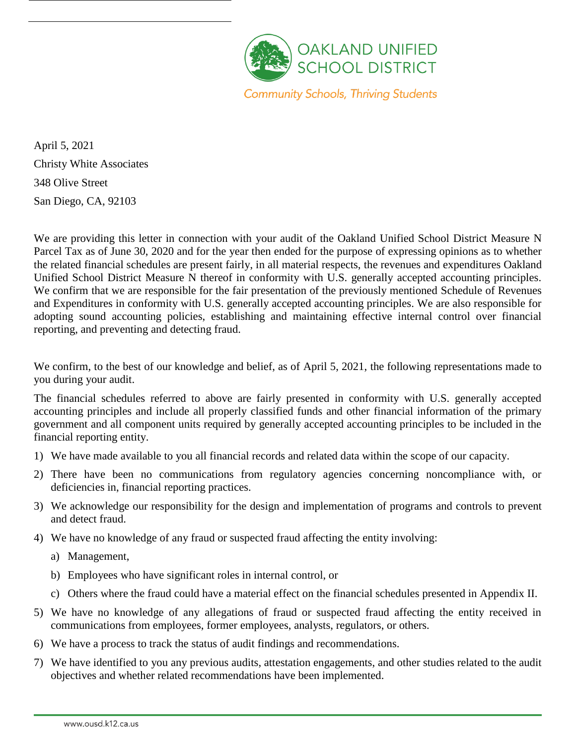OAKLAND UNIFIED SCHOOL DISTRICT

*Community Schools, Thriving Students*

April 5, 2021

Christy White Associates

348 Olive Street

San Diego, CA, 92103

We are providing this letter in connection with your audit of the Oakland Unified School District Measure N Parcel Tax as of June 30, 2020 and for the year then ended for the purpose of expressing opinions as to whether the related financial schedules are present fairly, in all material respects, the revenues and expenditures Oakland Unified School District Measure N thereof in conformity with U.S. generally accepted accounting principles. We confirm that we are responsible for the fair presentation of the previously mentioned Schedule of Revenues and Expenditures in conformity with U.S. generally accepted accounting principles. We are also responsible for adopting sound accounting policies, establishing and maintaining effective internal control over financial reporting, and preventing and detecting fraud.

We confirm, to the best of our knowledge and belief, as of April 5, 2021, the following representations made to you during your audit.

The financial schedules referred to above are fairly presented in conformity with U.S. generally accepted accounting principles and include all properly classified funds and other financial information of the primary government and all component units required by generally accepted accounting principles to be included in the financial reporting entity.

1) We have made available to you all financial records and related data within the scope of our capacity.
2) There have been no communications from regulatory agencies concerning noncompliance with, or deficiencies in, financial reporting practices.
3) We acknowledge our responsibility for the design and implementation of programs and controls to prevent and detect fraud.
4) We have no knowledge of any fraud or suspected fraud affecting the entity involving:
   a) Management,
   b) Employees who have significant roles in internal control, or
   c) Others where the fraud could have a material effect on the financial schedules presented in Appendix II.
5) We have no knowledge of any allegations of fraud or suspected fraud affecting the entity received in communications from employees, former employees, analysts, regulators, or others.
6) We have a process to track the status of audit findings and recommendations.
7) We have identified to you any previous audits, attestation engagements, and other studies related to the audit objectives and whether related recommendations have been implemented.

www.ousd.k12.ca.us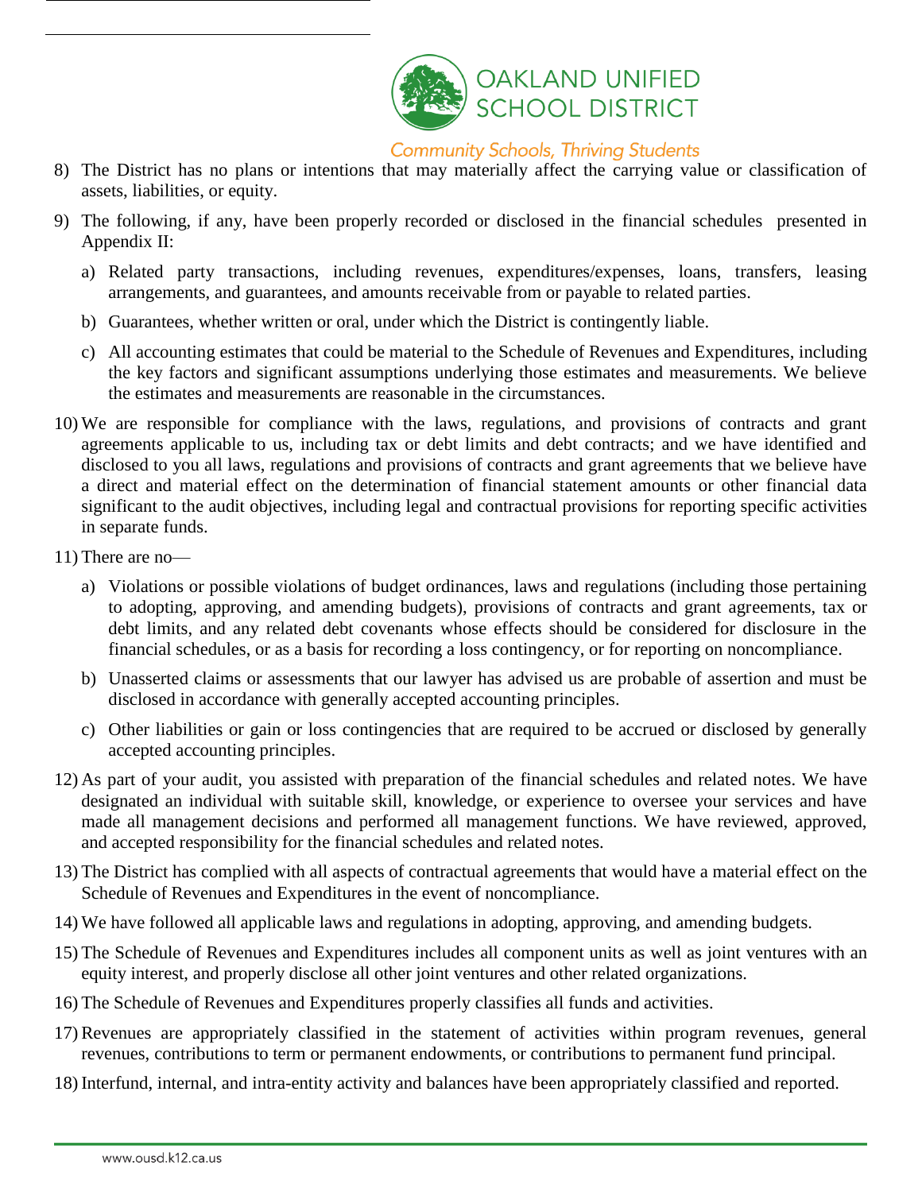8) The District has no plans or intentions that may materially affect the carrying value or classification of assets, liabilities, or equity.

9) The following, if any, have been properly recorded or disclosed in the financial schedules presented in Appendix II:

   a) Related party transactions, including revenues, expenditures/expenses, loans, transfers, leasing arrangements, and guarantees, and amounts receivable from or payable to related parties.

   b) Guarantees, whether written or oral, under which the District is contingently liable.

   c) All accounting estimates that could be material to the Schedule of Revenues and Expenditures, including the key factors and significant assumptions underlying those estimates and measurements. We believe the estimates and measurements are reasonable in the circumstances.

10) We are responsible for compliance with the laws, regulations, and provisions of contracts and grant agreements applicable to us, including tax or debt limits and debt contracts; and we have identified and disclosed to you all laws, regulations and provisions of contracts and grant agreements that we believe have a direct and material effect on the determination of financial statement amounts or other financial data significant to the audit objectives, including legal and contractual provisions for reporting specific activities in separate funds.

11) There are no—

    a) Violations or possible violations of budget ordinances, laws and regulations (including those pertaining to adopting, approving, and amending budgets), provisions of contracts and grant agreements, tax or debt limits, and any related debt covenants whose effects should be considered for disclosure in the financial schedules, or as a basis for recording a loss contingency, or for reporting on noncompliance.

    b) Unasserted claims or assessments that our lawyer has advised us are probable of assertion and must be disclosed in accordance with generally accepted accounting principles.

    c) Other liabilities or gain or loss contingencies that are required to be accrued or disclosed by generally accepted accounting principles.

12) As part of your audit, you assisted with preparation of the financial schedules and related notes. We have designated an individual with suitable skill, knowledge, or experience to oversee your services and have made all management decisions and performed all management functions. We have reviewed, approved, and accepted responsibility for the financial schedules and related notes.

13) The District has complied with all aspects of contractual agreements that would have a material effect on the Schedule of Revenues and Expenditures in the event of noncompliance.

14) We have followed all applicable laws and regulations in adopting, approving, and amending budgets.

15) The Schedule of Revenues and Expenditures includes all component units as well as joint ventures with an equity interest, and properly disclose all other joint ventures and other related organizations.

16) The Schedule of Revenues and Expenditures properly classifies all funds and activities.

17) Revenues are appropriately classified in the statement of activities within program revenues, general revenues, contributions to term or permanent endowments, or contributions to permanent fund principal.

18) Interfund, internal, and intra-entity activity and balances have been appropriately classified and reported.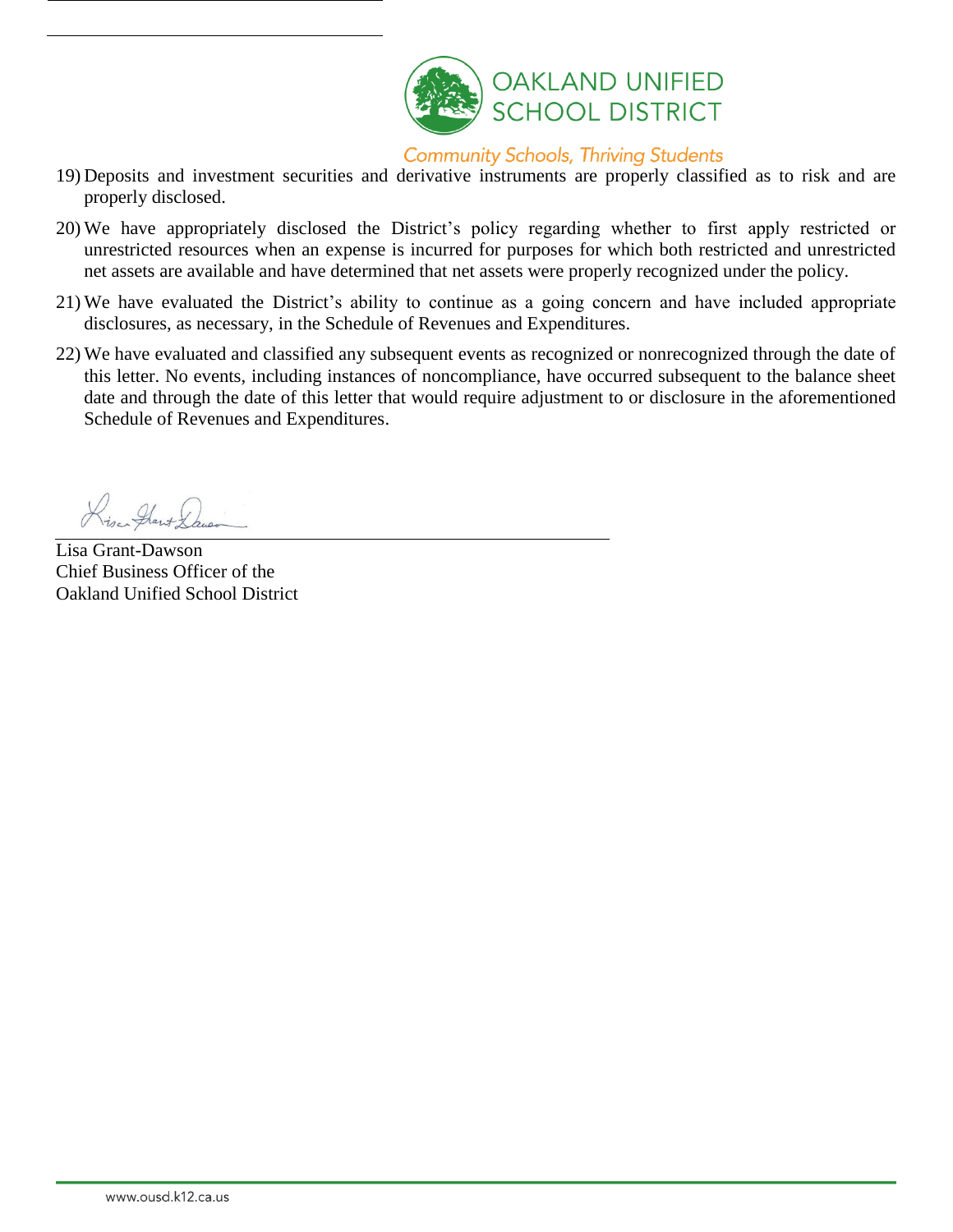19) Deposits and investment securities and derivative instruments are properly classified as to risk and are properly disclosed.

20) We have appropriately disclosed the District's policy regarding whether to first apply restricted or unrestricted resources when an expense is incurred for purposes for which both restricted and unrestricted net assets are available and have determined that net assets were properly recognized under the policy.

21) We have evaluated the District's ability to continue as a going concern and have included appropriate disclosures, as necessary, in the Schedule of Revenues and Expenditures.

22) We have evaluated and classified any subsequent events as recognized or nonrecognized through the date of this letter. No events, including instances of noncompliance, have occurred subsequent to the balance sheet date and through the date of this letter that would require adjustment to or disclosure in the aforementioned Schedule of Revenues and Expenditures.

Lisa Grant-Dawson
Chief Business Officer of the
Oakland Unified School District